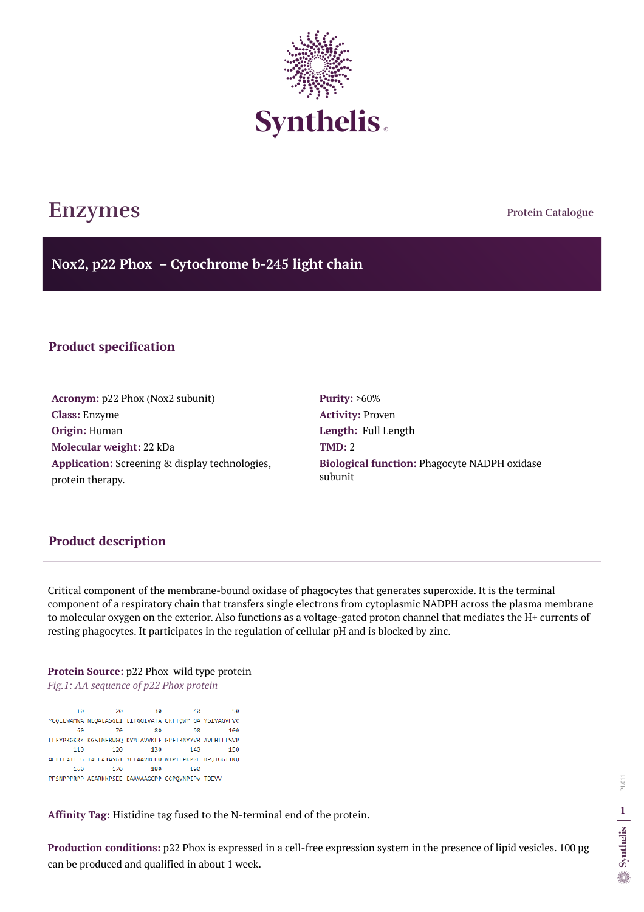# Enzymes

Protein Catalogue

## Nox2, p22 Phox – Cytochrome b-245 light chain

### Product specification

**Acronym:** p22 Phox (Nox2 subunit)
**Class:** Enzyme
**Origin:** Human
**Molecular weight:** 22 kDa
**Application:** Screening & display technologies, protein therapy.

**Purity:** >60%
**Activity:** Proven
**Length:** Full Length
**TMD:** 2
**Biological function:** Phagocyte NADPH oxidase subunit

### Product description

Critical component of the membrane-bound oxidase of phagocytes that generates superoxide. It is the terminal component of a respiratory chain that transfers single electrons from cytoplasmic NADPH across the plasma membrane to molecular oxygen on the exterior. Also functions as a voltage-gated proton channel that mediates the H+ currents of resting phagocytes. It participates in the regulation of cellular pH and is blocked by zinc.

**Protein Source:** p22 Phox wild type protein

*Fig.1: AA sequence of p22 Phox protein*

```
        10         20         30         40         50
MGQIEWAMWA NEQALASGLI LITGGIVATA GRFTQWYFGA YSIVAGVFVC
        60         70         80         90        100
LLEYPRGKRK KGSTMERWGQ KYMTAVVKLF GPFTRNYYVR AVLHLLLSVP
       110        120        130        140        150
AGFLLATILG TACLAIASGI YLLAAVRGEQ WTPIEPKPRE RPQIGGTIKQ
       160        170        180        190
PPSNPPPRPP AEARKKPSEE EAAVAAGGPP GGPQVNPIPV TDEVV
```

**Affinity Tag:** Histidine tag fused to the N-terminal end of the protein.

**Production conditions:** p22 Phox is expressed in a cell-free expression system in the presence of lipid vesicles. 100 µg can be produced and qualified in about 1 week.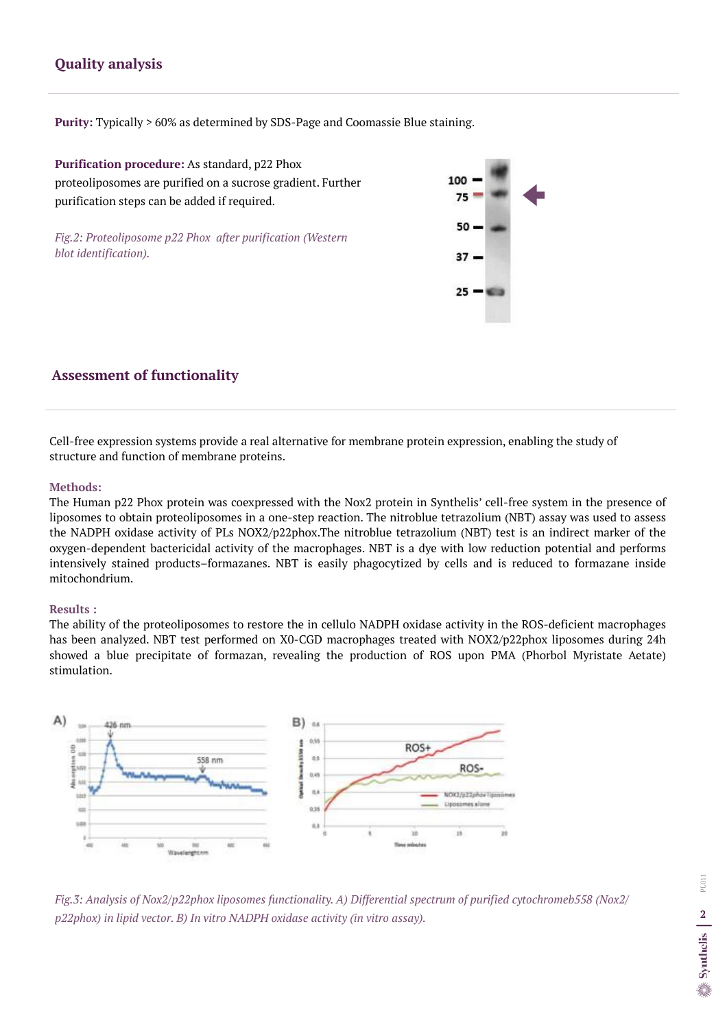## Quality analysis

**Purity:** Typically > 60% as determined by SDS-Page and Coomassie Blue staining.

**Purification procedure:** As standard, p22 Phox proteoliposomes are purified on a sucrose gradient. Further purification steps can be added if required.

100
75
50
37
25

*Fig.2: Proteoliposome p22 Phox after purification (Western blot identification).*

## Assessment of functionality

Cell-free expression systems provide a real alternative for membrane protein expression, enabling the study of structure and function of membrane proteins.

**Methods:**

The Human p22 Phox protein was coexpressed with the Nox2 protein in Synthelis' cell-free system in the presence of liposomes to obtain proteoliposomes in a one-step reaction. The nitroblue tetrazolium (NBT) assay was used to assess the NADPH oxidase activity of PLs NOX2/p22phox.The nitroblue tetrazolium (NBT) test is an indirect marker of the oxygen-dependent bactericidal activity of the macrophages. NBT is a dye with low reduction potential and performs intensively stained products–formazanes. NBT is easily phagocytized by cells and is reduced to formazane inside mitochondrium.

**Results :**

The ability of the proteoliposomes to restore the in cellulo NADPH oxidase activity in the ROS-deficient macrophages has been analyzed. NBT test performed on X0-CGD macrophages treated with NOX2/p22phox liposomes during 24h showed a blue precipitate of formazan, revealing the production of ROS upon PMA (Phorbol Myristate Aetate) stimulation.

A)
426 nm
558 nm
Absorption OD
Wavelength nm

B)
ROS+
ROS-
NOX2/p22phox liposomes
Liposomes alone
Optical Density 550 nm
Time minutes

*Fig.3: Analysis of Nox2/p22phox liposomes functionality. A) Differential spectrum of purified cytochromeb558 (Nox2/p22phox) in lipid vector. B) In vitro NADPH oxidase activity (in vitro assay).*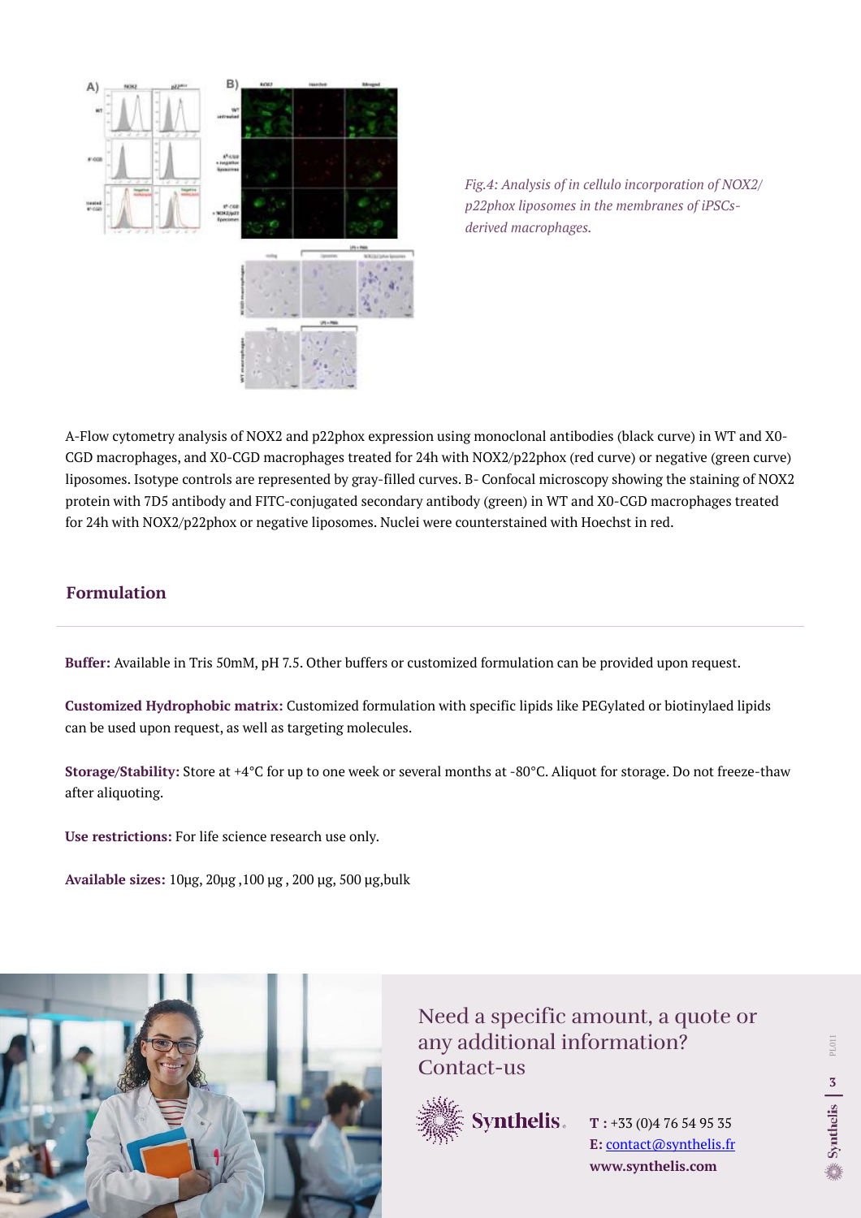*Fig.4: Analysis of in cellulo incorporation of NOX2/ p22phox liposomes in the membranes of iPSCs-derived macrophages.*

A-Flow cytometry analysis of NOX2 and p22phox expression using monoclonal antibodies (black curve) in WT and X0-CGD macrophages, and X0-CGD macrophages treated for 24h with NOX2/p22phox (red curve) or negative (green curve) liposomes. Isotype controls are represented by gray-filled curves. B- Confocal microscopy showing the staining of NOX2 protein with 7D5 antibody and FITC-conjugated secondary antibody (green) in WT and X0-CGD macrophages treated for 24h with NOX2/p22phox or negative liposomes. Nuclei were counterstained with Hoechst in red.

## Formulation

**Buffer:** Available in Tris 50mM, pH 7.5. Other buffers or customized formulation can be provided upon request.

**Customized Hydrophobic matrix:** Customized formulation with specific lipids like PEGylated or biotinylaed lipids can be used upon request, as well as targeting molecules.

**Storage/Stability:** Store at +4°C for up to one week or several months at -80°C. Aliquot for storage. Do not freeze-thaw after aliquoting.

**Use restrictions:** For life science research use only.

**Available sizes:** 10µg, 20µg ,100 µg , 200 µg, 500 µg,bulk

Need a specific amount, a quote or any additional information? Contact-us

Synthelis

**T :** +33 (0)4 76 54 95 35
**E:** contact@synthelis.fr
**www.synthelis.com**